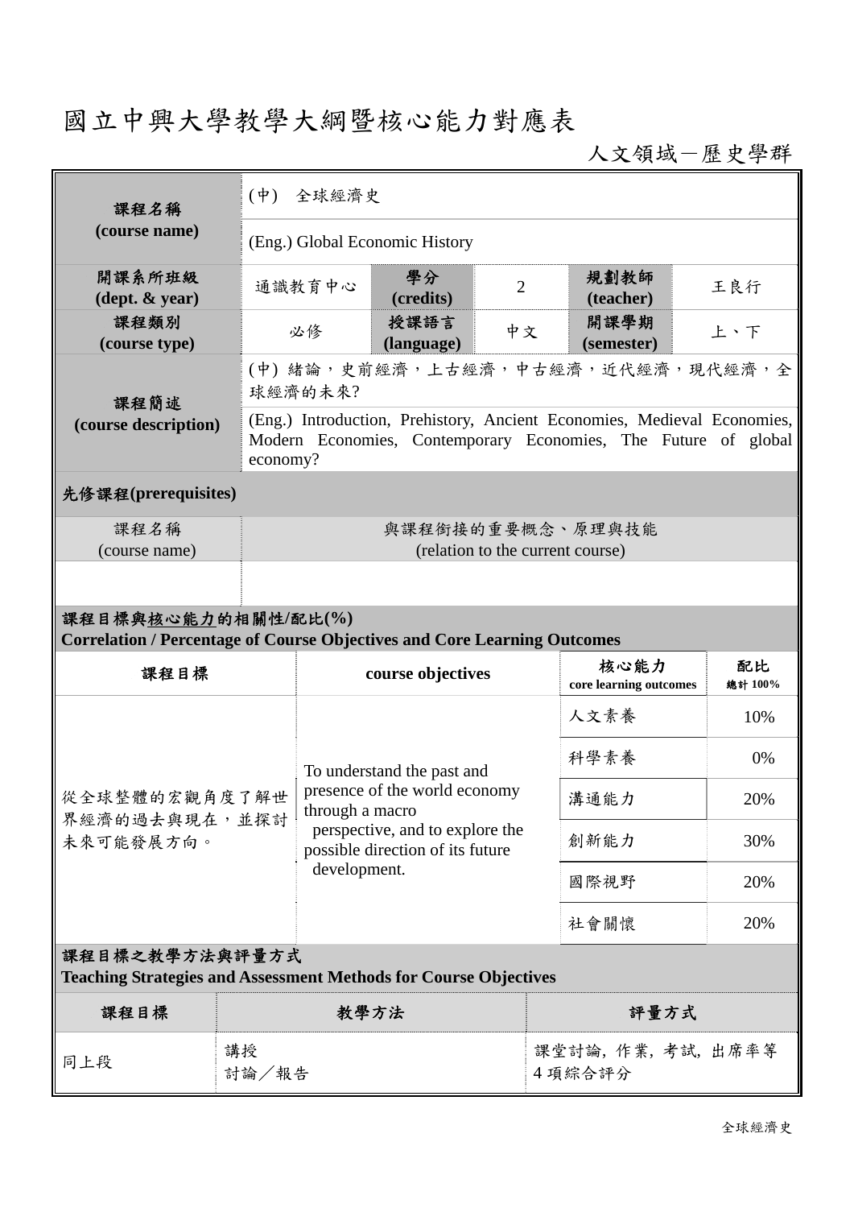# 國立中興大學教學大綱暨核心能力對應表

人文領域－歷史學群

| 課程名稱 (course name) | (中) 全球經濟史 | | | | |
|---|---|---|---|---|---|
| | (Eng.) Global Economic History | | | | |
| 開課系所班級 (dept. & year) | 通識教育中心 | 學分 (credits) | 2 | 規劃教師 (teacher) | 王良行 |
| 課程類別 (course type) | 必修 | 授課語言 (language) | 中文 | 開課學期 (semester) | 上、下 |
| 課程簡述 (course description) | (中) 緒論，史前經濟，上古經濟，中古經濟，近代經濟，現代經濟，全球經濟的未來? | | | | |
| | (Eng.) Introduction, Prehistory, Ancient Economies, Medieval Economies, Modern Economies, Contemporary Economies, The Future of global economy? | | | | |

**先修課程(prerequisites)**

| 課程名稱 (course name) | 與課程銜接的重要概念、原理與技能 (relation to the current course) |
|---|---|
| | |

**課程目標與核心能力的相關性/配比(%)**
**Correlation / Percentage of Course Objectives and Core Learning Outcomes**

| 課程目標 | course objectives | 核心能力 core learning outcomes | 配比 總計 100% |
|---|---|---|---|
| 從全球整體的宏觀角度了解世界經濟的過去與現在，並探討未來可能發展方向。 | To understand the past and presence of the world economy through a macro perspective, and to explore the possible direction of its future development. | 人文素養 | 10% |
| | | 科學素養 | 0% |
| | | 溝通能力 | 20% |
| | | 創新能力 | 30% |
| | | 國際視野 | 20% |
| | | 社會關懷 | 20% |

**課程目標之教學方法與評量方式**
**Teaching Strategies and Assessment Methods for Course Objectives**

| 課程目標 | 教學方法 | 評量方式 |
|---|---|---|
| 同上段 | 講授<br>討論／報告 | 課堂討論, 作業, 考試, 出席率等 4 項綜合評分 |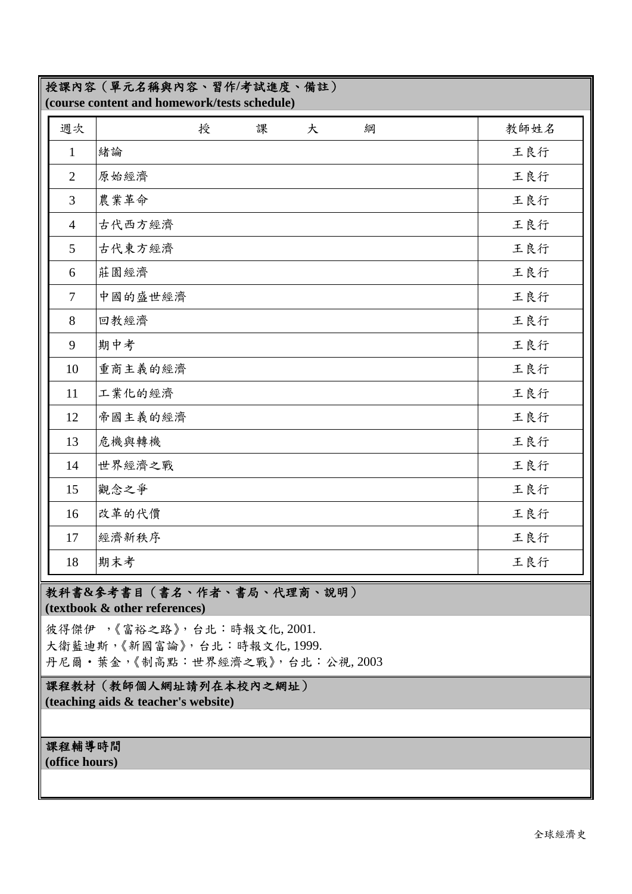**授課內容（單元名稱與內容、習作/考試進度、備註）**
**(course content and homework/tests schedule)**

| 週次 | 授　　課　　大　　綱 | 教師姓名 |
|---|---|---|
| 1 | 緒論 | 王良行 |
| 2 | 原始經濟 | 王良行 |
| 3 | 農業革命 | 王良行 |
| 4 | 古代西方經濟 | 王良行 |
| 5 | 古代東方經濟 | 王良行 |
| 6 | 莊園經濟 | 王良行 |
| 7 | 中國的盛世經濟 | 王良行 |
| 8 | 回教經濟 | 王良行 |
| 9 | 期中考 | 王良行 |
| 10 | 重商主義的經濟 | 王良行 |
| 11 | 工業化的經濟 | 王良行 |
| 12 | 帝國主義的經濟 | 王良行 |
| 13 | 危機與轉機 | 王良行 |
| 14 | 世界經濟之戰 | 王良行 |
| 15 | 觀念之爭 | 王良行 |
| 16 | 改革的代價 | 王良行 |
| 17 | 經濟新秩序 | 王良行 |
| 18 | 期末考 | 王良行 |

**教科書&參考書目（書名、作者、書局、代理商、說明）**
**(textbook & other references)**

彼得傑伊 ，《富裕之路》，台北：時報文化, 2001.
大衛藍迪斯，《新國富論》，台北：時報文化, 1999.
丹尼爾・葉金，《制高點：世界經濟之戰》，台北：公視, 2003

**課程教材（教師個人網址請列在本校內之網址）**
**(teaching aids & teacher's website)**

**課程輔導時間**
**(office hours)**